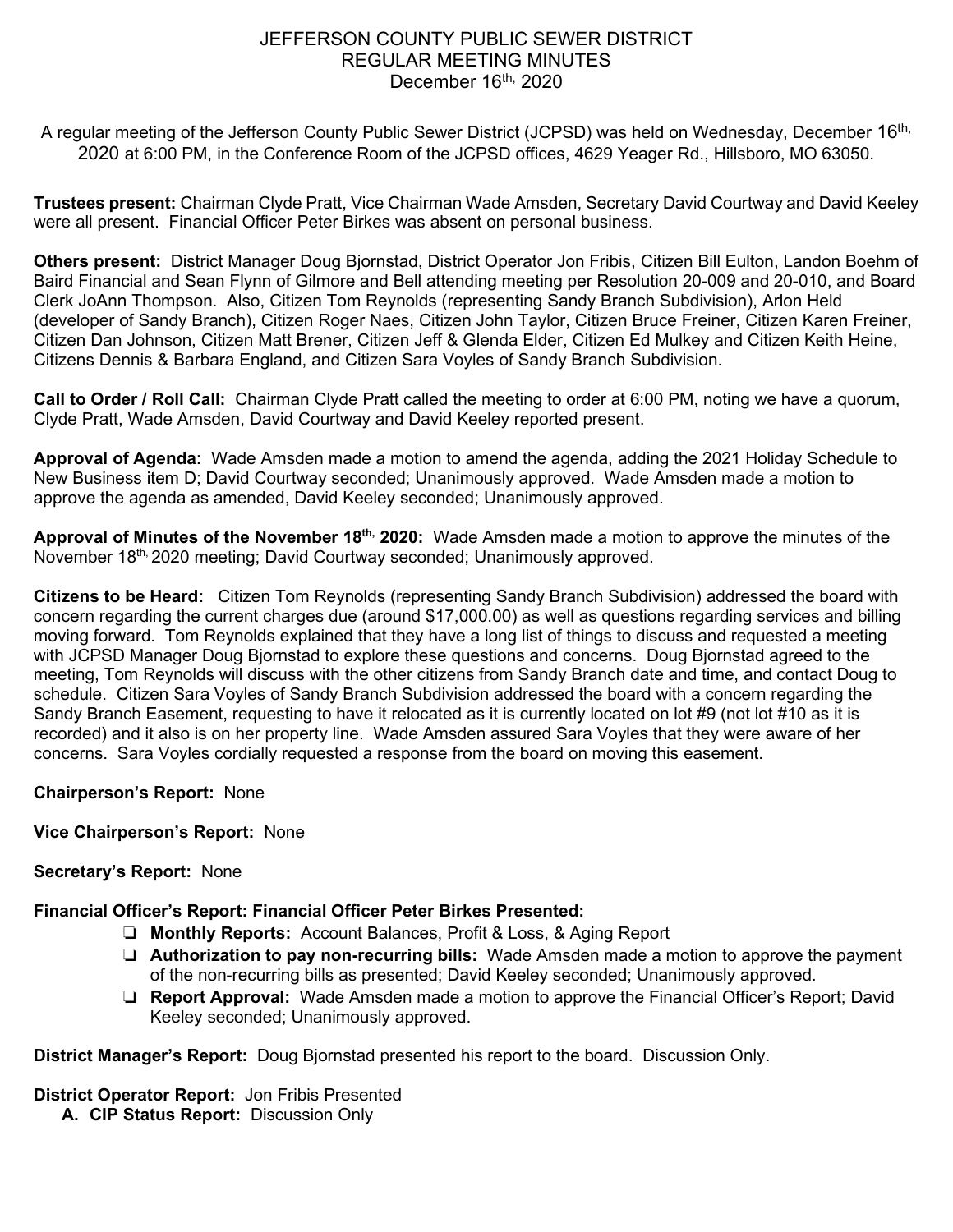# JEFFERSON COUNTY PUBLIC SEWER DISTRICT
## REGULAR MEETING MINUTES
### December 16th, 2020

A regular meeting of the Jefferson County Public Sewer District (JCPSD) was held on Wednesday, December 16th, 2020 at 6:00 PM, in the Conference Room of the JCPSD offices, 4629 Yeager Rd., Hillsboro, MO 63050.

**Trustees present:** Chairman Clyde Pratt, Vice Chairman Wade Amsden, Secretary David Courtway and David Keeley were all present. Financial Officer Peter Birkes was absent on personal business.

**Others present:** District Manager Doug Bjornstad, District Operator Jon Fribis, Citizen Bill Eulton, Landon Boehm of Baird Financial and Sean Flynn of Gilmore and Bell attending meeting per Resolution 20-009 and 20-010, and Board Clerk JoAnn Thompson. Also, Citizen Tom Reynolds (representing Sandy Branch Subdivision), Arlon Held (developer of Sandy Branch), Citizen Roger Naes, Citizen John Taylor, Citizen Bruce Freiner, Citizen Karen Freiner, Citizen Dan Johnson, Citizen Matt Brener, Citizen Jeff & Glenda Elder, Citizen Ed Mulkey and Citizen Keith Heine, Citizens Dennis & Barbara England, and Citizen Sara Voyles of Sandy Branch Subdivision.

**Call to Order / Roll Call:** Chairman Clyde Pratt called the meeting to order at 6:00 PM, noting we have a quorum, Clyde Pratt, Wade Amsden, David Courtway and David Keeley reported present.

**Approval of Agenda:** Wade Amsden made a motion to amend the agenda, adding the 2021 Holiday Schedule to New Business item D; David Courtway seconded; Unanimously approved. Wade Amsden made a motion to approve the agenda as amended, David Keeley seconded; Unanimously approved.

**Approval of Minutes of the November 18th, 2020:** Wade Amsden made a motion to approve the minutes of the November 18th, 2020 meeting; David Courtway seconded; Unanimously approved.

**Citizens to be Heard:** Citizen Tom Reynolds (representing Sandy Branch Subdivision) addressed the board with concern regarding the current charges due (around $17,000.00) as well as questions regarding services and billing moving forward. Tom Reynolds explained that they have a long list of things to discuss and requested a meeting with JCPSD Manager Doug Bjornstad to explore these questions and concerns. Doug Bjornstad agreed to the meeting, Tom Reynolds will discuss with the other citizens from Sandy Branch date and time, and contact Doug to schedule. Citizen Sara Voyles of Sandy Branch Subdivision addressed the board with a concern regarding the Sandy Branch Easement, requesting to have it relocated as it is currently located on lot #9 (not lot #10 as it is recorded) and it also is on her property line. Wade Amsden assured Sara Voyles that they were aware of her concerns. Sara Voyles cordially requested a response from the board on moving this easement.

**Chairperson's Report:** None

**Vice Chairperson's Report:** None

**Secretary's Report:** None

**Financial Officer's Report: Financial Officer Peter Birkes Presented:**

- **Monthly Reports:** Account Balances, Profit & Loss, & Aging Report
- **Authorization to pay non-recurring bills:** Wade Amsden made a motion to approve the payment of the non-recurring bills as presented; David Keeley seconded; Unanimously approved.
- **Report Approval:** Wade Amsden made a motion to approve the Financial Officer's Report; David Keeley seconded; Unanimously approved.

**District Manager's Report:** Doug Bjornstad presented his report to the board. Discussion Only.

**District Operator Report:** Jon Fribis Presented

**A. CIP Status Report:** Discussion Only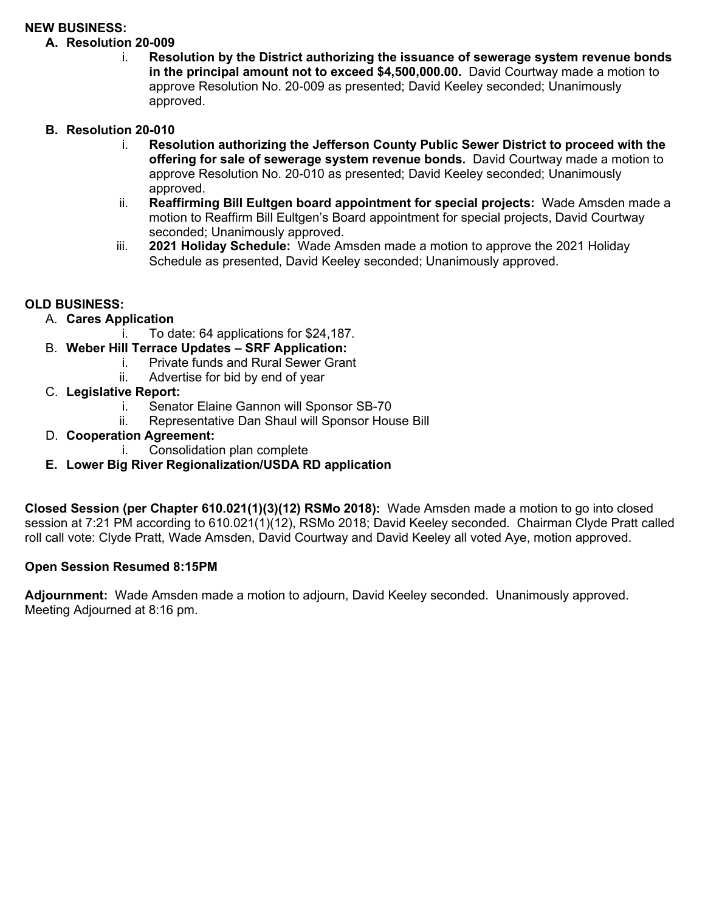**NEW BUSINESS:**

**A. Resolution 20-009**

i. **Resolution by the District authorizing the issuance of sewerage system revenue bonds in the principal amount not to exceed $4,500,000.00.** David Courtway made a motion to approve Resolution No. 20-009 as presented; David Keeley seconded; Unanimously approved.

**B. Resolution 20-010**

i. **Resolution authorizing the Jefferson County Public Sewer District to proceed with the offering for sale of sewerage system revenue bonds.** David Courtway made a motion to approve Resolution No. 20-010 as presented; David Keeley seconded; Unanimously approved.

ii. **Reaffirming Bill Eultgen board appointment for special projects:** Wade Amsden made a motion to Reaffirm Bill Eultgen's Board appointment for special projects, David Courtway seconded; Unanimously approved.

iii. **2021 Holiday Schedule:** Wade Amsden made a motion to approve the 2021 Holiday Schedule as presented, David Keeley seconded; Unanimously approved.

**OLD BUSINESS:**

A. **Cares Application**
   i. To date: 64 applications for $24,187.

B. **Weber Hill Terrace Updates – SRF Application:**
   i. Private funds and Rural Sewer Grant
   ii. Advertise for bid by end of year

C. **Legislative Report:**
   i. Senator Elaine Gannon will Sponsor SB-70
   ii. Representative Dan Shaul will Sponsor House Bill

D. **Cooperation Agreement:**
   i. Consolidation plan complete

**E. Lower Big River Regionalization/USDA RD application**

**Closed Session (per Chapter 610.021(1)(3)(12) RSMo 2018):** Wade Amsden made a motion to go into closed session at 7:21 PM according to 610.021(1)(12), RSMo 2018; David Keeley seconded. Chairman Clyde Pratt called roll call vote: Clyde Pratt, Wade Amsden, David Courtway and David Keeley all voted Aye, motion approved.

**Open Session Resumed 8:15PM**

**Adjournment:** Wade Amsden made a motion to adjourn, David Keeley seconded. Unanimously approved. Meeting Adjourned at 8:16 pm.